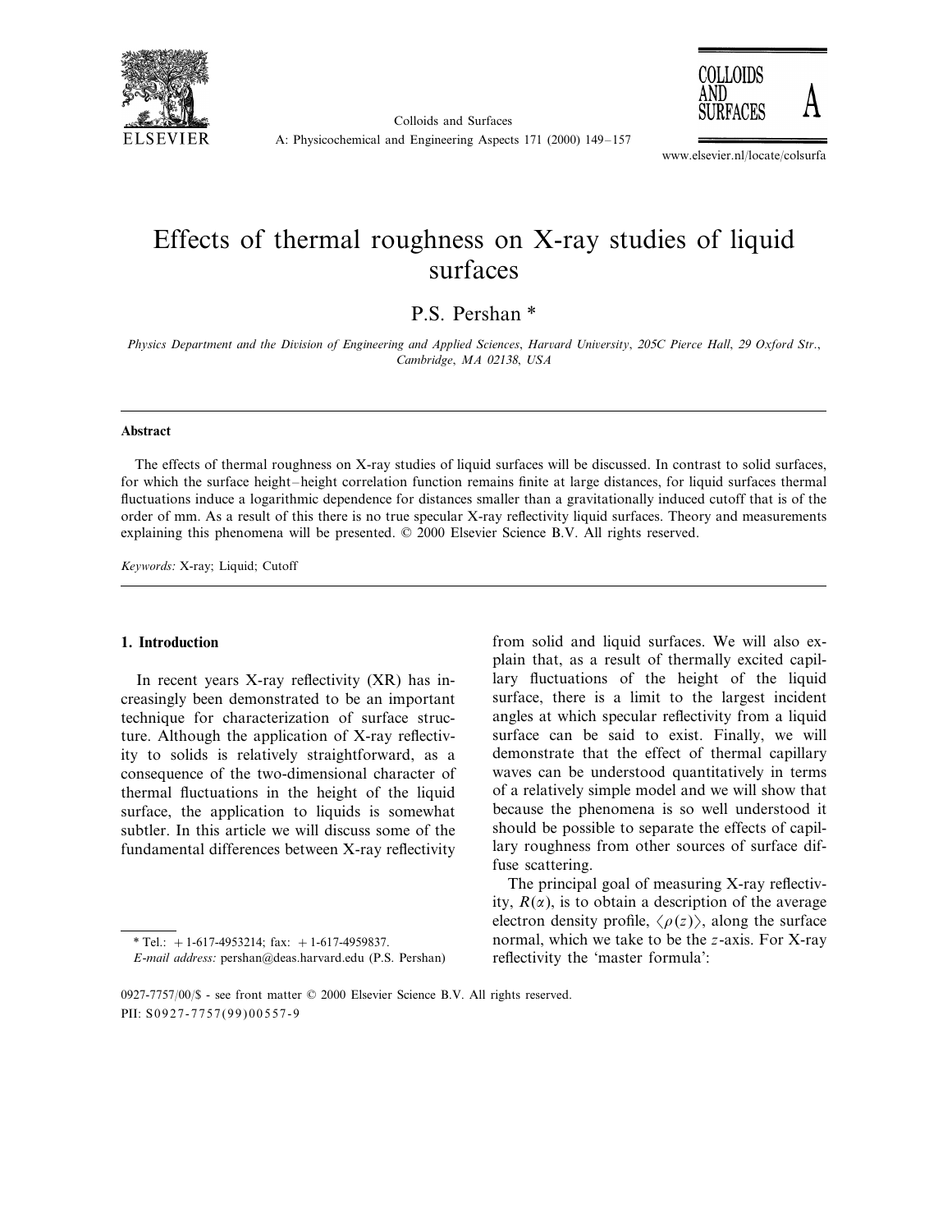# Effects of thermal roughness on X-ray studies of liquid surfaces

P.S. Pershan *

*Physics Department and the Division of Engineering and Applied Sciences, Harvard University, 205C Pierce Hall, 29 Oxford Str., Cambridge, MA 02138, USA*

---

**Abstract**

The effects of thermal roughness on X-ray studies of liquid surfaces will be discussed. In contrast to solid surfaces, for which the surface height–height correlation function remains finite at large distances, for liquid surfaces thermal fluctuations induce a logarithmic dependence for distances smaller than a gravitationally induced cutoff that is of the order of mm. As a result of this there is no true specular X-ray reflectivity liquid surfaces. Theory and measurements explaining this phenomena will be presented. © 2000 Elsevier Science B.V. All rights reserved.

*Keywords:* X-ray; Liquid; Cutoff

---

## 1. Introduction

In recent years X-ray reflectivity (XR) has increasingly been demonstrated to be an important technique for characterization of surface structure. Although the application of X-ray reflectivity to solids is relatively straightforward, as a consequence of the two-dimensional character of thermal fluctuations in the height of the liquid surface, the application to liquids is somewhat subtler. In this article we will discuss some of the fundamental differences between X-ray reflectivity from solid and liquid surfaces. We will also explain that, as a result of thermally excited capillary fluctuations of the height of the liquid surface, there is a limit to the largest incident angles at which specular reflectivity from a liquid surface can be said to exist. Finally, we will demonstrate that the effect of thermal capillary waves can be understood quantitatively in terms of a relatively simple model and we will show that because the phenomena is so well understood it should be possible to separate the effects of capillary roughness from other sources of surface diffuse scattering.

The principal goal of measuring X-ray reflectivity, $R(\alpha)$, is to obtain a description of the average electron density profile, $\langle \rho(z) \rangle$, along the surface normal, which we take to be the $z$-axis. For X-ray reflectivity the 'master formula':

---

* Tel.: +1-617-4953214; fax: +1-617-4959837.

*E-mail address:* pershan@deas.harvard.edu (P.S. Pershan)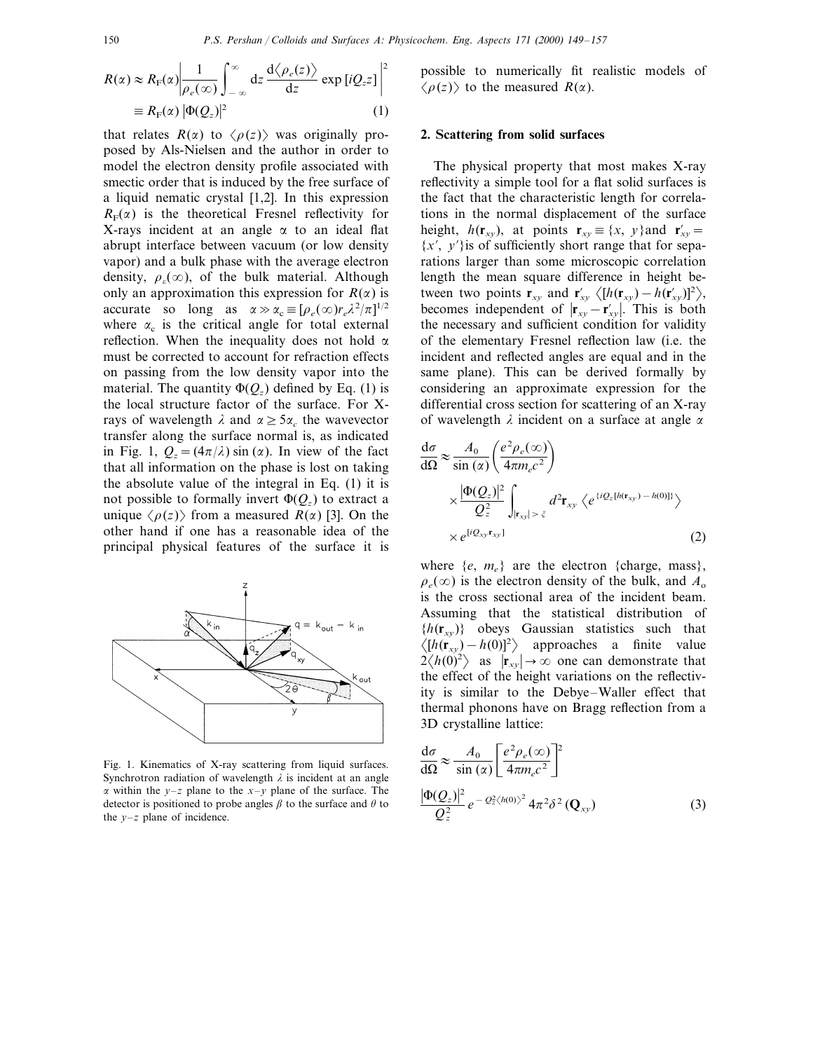$$R(\alpha) \approx R_F(\alpha)\left|\frac{1}{\rho_e(\infty)}\int_{-\infty}^{\infty} dz \frac{d\langle\rho_e(z)\rangle}{dz}\exp[iQ_z z]\right|^2 \equiv R_F(\alpha)\,|\Phi(Q_z)|^2 \quad (1)$$

that relates $R(\alpha)$ to $\langle\rho(z)\rangle$ was originally proposed by Als-Nielsen and the author in order to model the electron density profile associated with smectic order that is induced by the free surface of a liquid nematic crystal [1,2]. In this expression $R_F(\alpha)$ is the theoretical Fresnel reflectivity for X-rays incident at an angle $\alpha$ to an ideal flat abrupt interface between vacuum (or low density vapor) and a bulk phase with the average electron density, $\rho_\varepsilon(\infty)$, of the bulk material. Although only an approximation this expression for $R(\alpha)$ is accurate so long as $\alpha \gg \alpha_c \equiv [\rho_e(\infty) r_e \lambda^2/\pi]^{1/2}$ where $\alpha_c$ is the critical angle for total external reflection. When the inequality does not hold $\alpha$ must be corrected to account for refraction effects on passing from the low density vapor into the material. The quantity $\Phi(Q_z)$ defined by Eq. (1) is the local structure factor of the surface. For X-rays of wavelength $\lambda$ and $\alpha \geq 5\alpha_c$ the wavevector transfer along the surface normal is, as indicated in Fig. 1, $Q_z = (4\pi/\lambda)\sin(\alpha)$. In view of the fact that all information on the phase is lost on taking the absolute value of the integral in Eq. (1) it is not possible to formally invert $\Phi(Q_z)$ to extract a unique $\langle\rho(z)\rangle$ from a measured $R(\alpha)$ [3]. On the other hand if one has a reasonable idea of the principal physical features of the surface it is possible to numerically fit realistic models of $\langle\rho(z)\rangle$ to the measured $R(\alpha)$.

Fig. 1. Kinematics of X-ray scattering from liquid surfaces. Synchrotron radiation of wavelength $\lambda$ is incident at an angle $\alpha$ within the $y$–$z$ plane to the $x$–$y$ plane of the surface. The detector is positioned to probe angles $\beta$ to the surface and $\theta$ to the $y$–$z$ plane of incidence.

## 2. Scattering from solid surfaces

The physical property that most makes X-ray reflectivity a simple tool for a flat solid surfaces is the fact that the characteristic length for correlations in the normal displacement of the surface height, $h(\mathbf{r}_{xy})$, at points $\mathbf{r}_{xy} \equiv \{x, y\}$and $\mathbf{r}'_{xy} = \{x', y'\}$is of sufficiently short range that for separations larger than some microscopic correlation length the mean square difference in height between two points $\mathbf{r}_{xy}$ and $\mathbf{r}'_{xy}$ $\langle[h(\mathbf{r}_{xy}) - h(\mathbf{r}'_{xy})]^2\rangle$, becomes independent of $|\mathbf{r}_{xy} - \mathbf{r}'_{xy}|$. This is both the necessary and sufficient condition for validity of the elementary Fresnel reflection law (i.e. the incident and reflected angles are equal and in the same plane). This can be derived formally by considering an approximate expression for the differential cross section for scattering of an X-ray of wavelength $\lambda$ incident on a surface at angle $\alpha$

$$\frac{d\sigma}{d\Omega} \approx \frac{A_0}{\sin(\alpha)}\left(\frac{e^2\rho_e(\infty)}{4\pi m_e c^2}\right) \times \frac{|\Phi(Q_z)|^2}{Q_z^2}\int_{|\mathbf{r}_{xy}|>\xi} d^2\mathbf{r}_{xy}\,\langle e^{\{iQ_z[h(\mathbf{r}_{xy}) - h(0)]\}}\rangle \times e^{[iQ_{xy}\mathbf{r}_{xy}]} \quad (2)$$

where $\{e, m_e\}$ are the electron {charge, mass}, $\rho_e(\infty)$ is the electron density of the bulk, and $A_o$ is the cross sectional area of the incident beam. Assuming that the statistical distribution of $\{h(\mathbf{r}_{xy})\}$ obeys Gaussian statistics such that $\langle[h(\mathbf{r}_{xy}) - h(0)]^2\rangle$ approaches a finite value $2\langle h(0)^2\rangle$ as $|\mathbf{r}_{xy}| \to \infty$ one can demonstrate that the effect of the height variations on the reflectivity is similar to the Debye–Waller effect that thermal phonons have on Bragg reflection from a 3D crystalline lattice:

$$\frac{d\sigma}{d\Omega} \approx \frac{A_0}{\sin(\alpha)}\left[\frac{e^2\rho_e(\infty)}{4\pi m_e c^2}\right]^2 \frac{|\Phi(Q_z)|^2}{Q_z^2} e^{-Q_z^2\langle h(0)\rangle^2} 4\pi^2\delta^2(\mathbf{Q}_{xy}) \quad (3)$$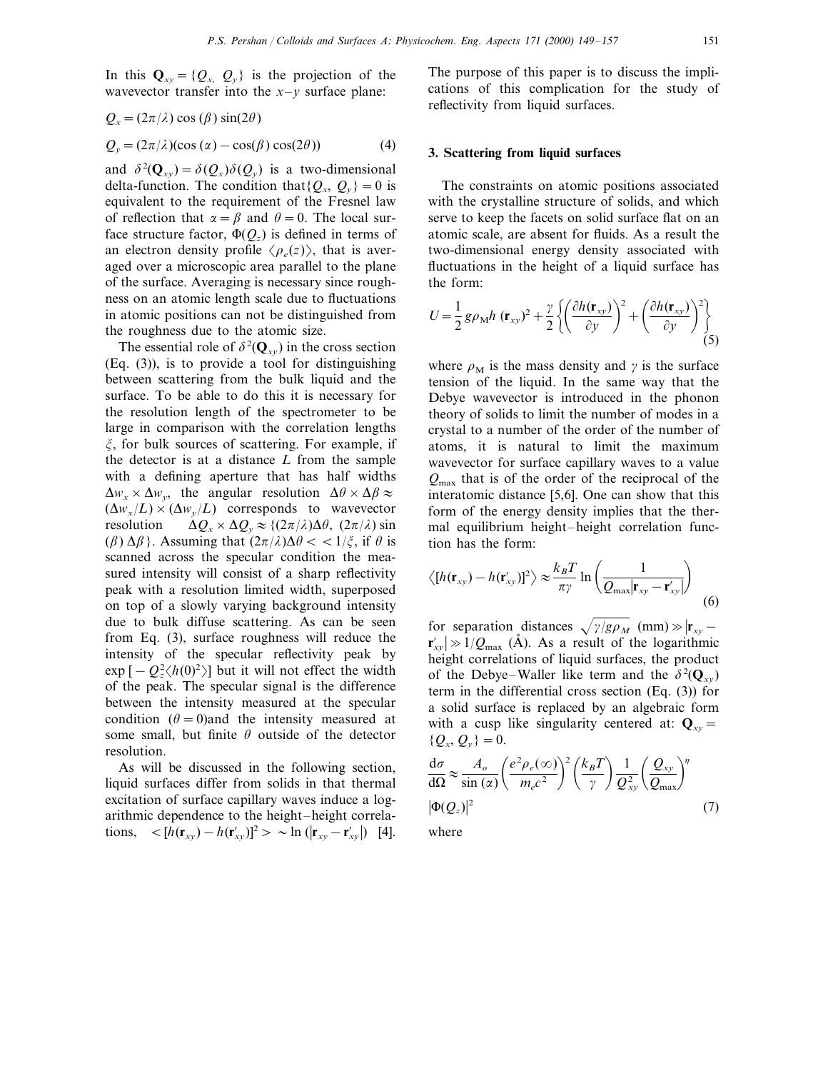In this $\mathbf{Q}_{xy} = \{Q_x, Q_y\}$ is the projection of the wavevector transfer into the $x$–$y$ surface plane:

$$Q_x = (2\pi/\lambda)\cos(\beta)\sin(2\theta)$$

$$Q_y = (2\pi/\lambda)(\cos(\alpha) - \cos(\beta)\cos(2\theta)) \tag{4}$$

and $\delta^2(\mathbf{Q}_{xy}) = \delta(Q_x)\delta(Q_y)$ is a two-dimensional delta-function. The condition that $\{Q_x, Q_y\} = 0$ is equivalent to the requirement of the Fresnel law of reflection that $\alpha = \beta$ and $\theta = 0$. The local surface structure factor, $\Phi(Q_z)$ is defined in terms of an electron density profile $\langle \rho_e(z) \rangle$, that is averaged over a microscopic area parallel to the plane of the surface. Averaging is necessary since roughness on an atomic length scale due to fluctuations in atomic positions can not be distinguished from the roughness due to the atomic size.

The essential role of $\delta^2(\mathbf{Q}_{xy})$ in the cross section (Eq. (3)), is to provide a tool for distinguishing between scattering from the bulk liquid and the surface. To be able to do this it is necessary for the resolution length of the spectrometer to be large in comparison with the correlation lengths $\xi$, for bulk sources of scattering. For example, if the detector is at a distance $L$ from the sample with a defining aperture that has half widths $\Delta w_x \times \Delta w_y$, the angular resolution $\Delta\theta \times \Delta\beta \approx (\Delta w_x/L) \times (\Delta w_y/L)$ corresponds to wavevector resolution $\Delta Q_x \times \Delta Q_y \approx \{(2\pi/\lambda)\Delta\theta, (2\pi/\lambda)\sin(\beta)\Delta\beta\}$. Assuming that $(2\pi/\lambda)\Delta\theta << 1/\xi$, if $\theta$ is scanned across the specular condition the measured intensity will consist of a sharp reflectivity peak with a resolution limited width, superposed on top of a slowly varying background intensity due to bulk diffuse scattering. As can be seen from Eq. (3), surface roughness will reduce the intensity of the specular reflectivity peak by $\exp[-Q_z^2\langle h(0)^2\rangle]$ but it will not effect the width of the peak. The specular signal is the difference between the intensity measured at the specular condition $(\theta = 0)$and the intensity measured at some small, but finite $\theta$ outside of the detector resolution.

As will be discussed in the following section, liquid surfaces differ from solids in that thermal excitation of surface capillary waves induce a logarithmic dependence to the height–height correlations, $<[h(\mathbf{r}_{xy}) - h(\mathbf{r}'_{xy})]^2> \sim \ln(|\mathbf{r}_{xy} - \mathbf{r}'_{xy}|)$ [4]. The purpose of this paper is to discuss the implications of this complication for the study of reflectivity from liquid surfaces.

## 3. Scattering from liquid surfaces

The constraints on atomic positions associated with the crystalline structure of solids, and which serve to keep the facets on solid surface flat on an atomic scale, are absent for fluids. As a result the two-dimensional energy density associated with fluctuations in the height of a liquid surface has the form:

$$U = \frac{1}{2} g\rho_{\mathrm{M}} h\,(\mathbf{r}_{xy})^2 + \frac{\gamma}{2}\left\{\left(\frac{\partial h(\mathbf{r}_{xy})}{\partial y}\right)^2 + \left(\frac{\partial h(\mathbf{r}_{xy})}{\partial y}\right)^2\right\} \tag{5}$$

where $\rho_{\mathrm{M}}$ is the mass density and $\gamma$ is the surface tension of the liquid. In the same way that the Debye wavevector is introduced in the phonon theory of solids to limit the number of modes in a crystal to a number of the order of the number of atoms, it is natural to limit the maximum wavevector for surface capillary waves to a value $Q_{\max}$ that is of the order of the reciprocal of the interatomic distance [5,6]. One can show that this form of the energy density implies that the thermal equilibrium height–height correlation function has the form:

$$\langle [h(\mathbf{r}_{xy}) - h(\mathbf{r}'_{xy})]^2 \rangle \approx \frac{k_B T}{\pi\gamma} \ln\left(\frac{1}{Q_{\max}|\mathbf{r}_{xy} - \mathbf{r}'_{xy}|}\right) \tag{6}$$

for separation distances $\sqrt{\gamma/g\rho_M}$ (mm) $\gg |\mathbf{r}_{xy} - \mathbf{r}'_{xy}| \gg 1/Q_{\max}$ (Å). As a result of the logarithmic height correlations of liquid surfaces, the product of the Debye–Waller like term and the $\delta^2(\mathbf{Q}_{xy})$ term in the differential cross section (Eq. (3)) for a solid surface is replaced by an algebraic form with a cusp like singularity centered at: $\mathbf{Q}_{xy} = \{Q_x, Q_y\} = 0$.

$$\frac{d\sigma}{d\Omega} \approx \frac{A_o}{\sin(\alpha)}\left(\frac{e^2\rho_e(\infty)}{m_e c^2}\right)^2 \left(\frac{k_B T}{\gamma}\right) \frac{1}{Q_{xy}^2}\left(\frac{Q_{xy}}{Q_{\max}}\right)^{\eta} |\Phi(Q_z)|^2 \tag{7}$$

where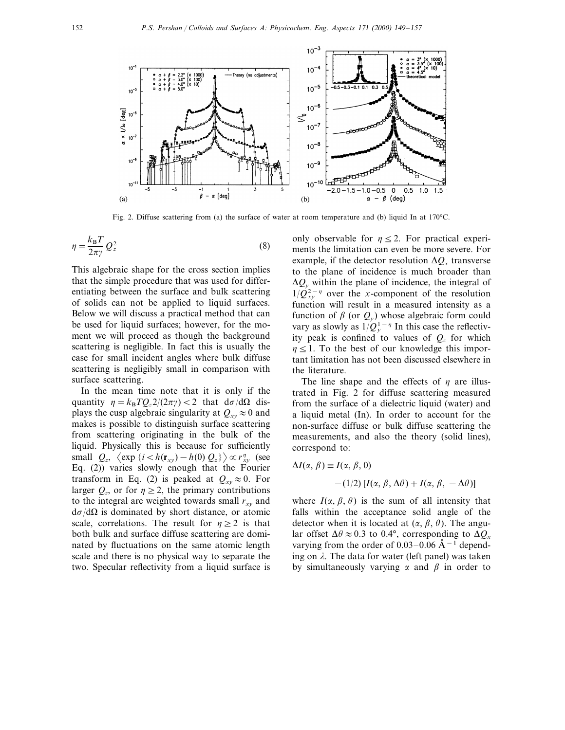Fig. 2. Diffuse scattering from (a) the surface of water at room temperature and (b) liquid In at 170°C.

$$\eta = \frac{k_B T}{2\pi\gamma} Q_z^2 \tag{8}$$

This algebraic shape for the cross section implies that the simple procedure that was used for differentiating between the surface and bulk scattering of solids can not be applied to liquid surfaces. Below we will discuss a practical method that can be used for liquid surfaces; however, for the moment we will proceed as though the background scattering is negligible. In fact this is usually the case for small incident angles where bulk diffuse scattering is negligibly small in comparison with surface scattering.

In the mean time note that it is only if the quantity $\eta = k_B T Q_z 2/(2\pi\gamma) < 2$ that $d\sigma/d\Omega$ displays the cusp algebraic singularity at $Q_{xy} \approx 0$ and makes is possible to distinguish surface scattering from scattering originating in the bulk of the liquid. Physically this is because for sufficiently small $Q_z$, $\langle \exp\{i < h(\mathbf{r}_{xy}) - h(0)\, Q_z\}\rangle \propto r_{xy}^{\eta}$ (see Eq. (2)) varies slowly enough that the Fourier transform in Eq. (2) is peaked at $Q_{xy} \approx 0$. For larger $Q_z$, or for $\eta \geq 2$, the primary contributions to the integral are weighted towards small $r_{xy}$ and $d\sigma/d\Omega$ is dominated by short distance, or atomic scale, correlations. The result for $\eta \geq 2$ is that both bulk and surface diffuse scattering are dominated by fluctuations on the same atomic length scale and there is no physical way to separate the two. Specular reflectivity from a liquid surface is only observable for $\eta \leq 2$. For practical experiments the limitation can even be more severe. For example, if the detector resolution $\Delta Q_x$ transverse to the plane of incidence is much broader than $\Delta Q_y$ within the plane of incidence, the integral of $1/Q_{xy}^{2-\eta}$ over the $x$-component of the resolution function will result in a measured intensity as a function of $\beta$ (or $Q_y$) whose algebraic form could vary as slowly as $1/Q_y^{1-\eta}$ In this case the reflectivity peak is confined to values of $Q_z$ for which $\eta \leq 1$. To the best of our knowledge this important limitation has not been discussed elsewhere in the literature.

The line shape and the effects of $\eta$ are illustrated in Fig. 2 for diffuse scattering measured from the surface of a dielectric liquid (water) and a liquid metal (In). In order to account for the non-surface diffuse or bulk diffuse scattering the measurements, and also the theory (solid lines), correspond to:

$$\Delta I(\alpha, \beta) \equiv I(\alpha, \beta, 0) - (1/2)\,[I(\alpha, \beta, \Delta\theta) + I(\alpha, \beta, -\Delta\theta)]$$

where $I(\alpha, \beta, \theta)$ is the sum of all intensity that falls within the acceptance solid angle of the detector when it is located at $(\alpha, \beta, \theta)$. The angular offset $\Delta\theta \approx 0.3$ to 0.4°, corresponding to $\Delta Q_x$ varying from the order of 0.03–0.06 Å$^{-1}$ depending on $\lambda$. The data for water (left panel) was taken by simultaneously varying $\alpha$ and $\beta$ in order to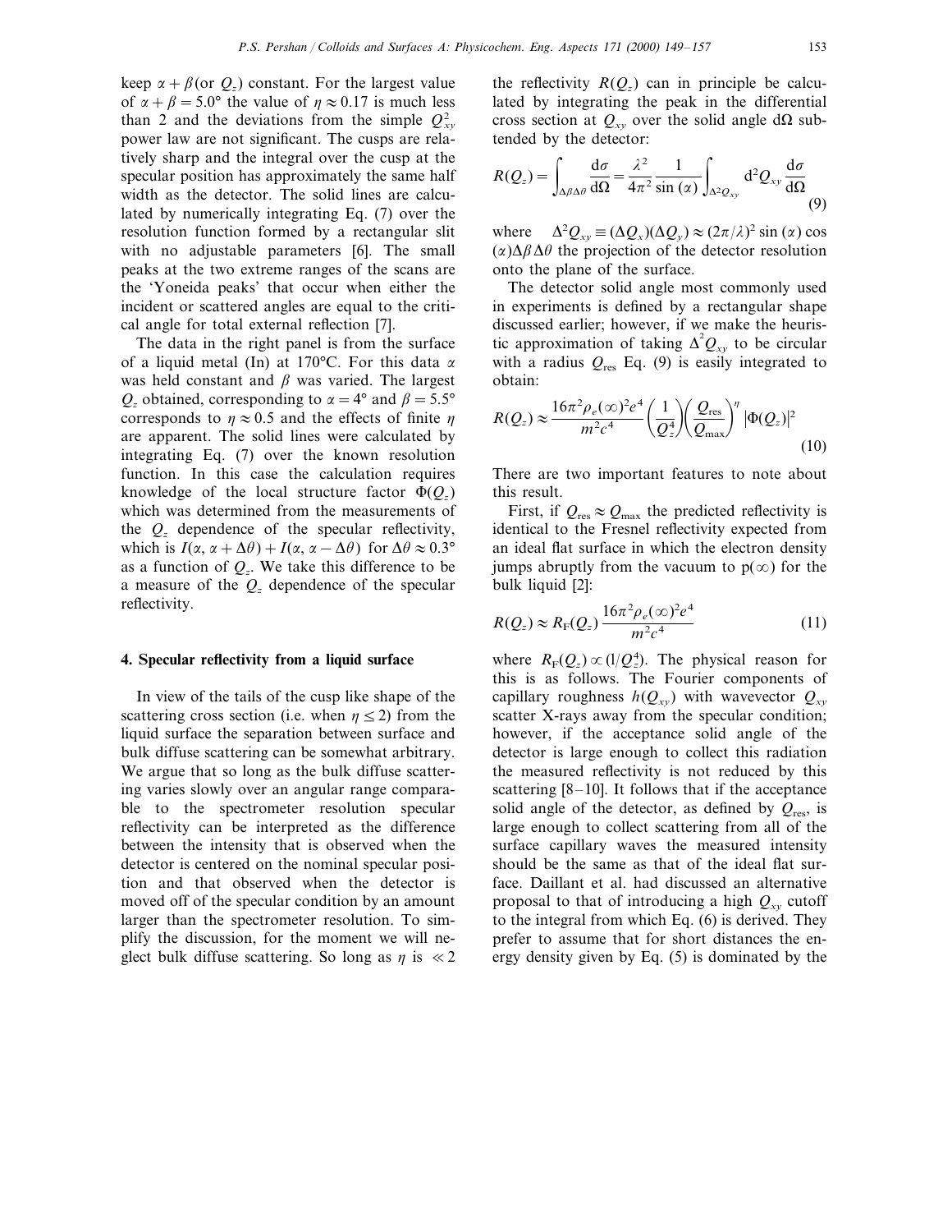keep $\alpha+\beta$(or $Q_z$) constant. For the largest value of $\alpha+\beta=5.0°$ the value of $\eta\approx0.17$ is much less than 2 and the deviations from the simple $Q_{xy}^2$ power law are not significant. The cusps are relatively sharp and the integral over the cusp at the specular position has approximately the same half width as the detector. The solid lines are calculated by numerically integrating Eq. (7) over the resolution function formed by a rectangular slit with no adjustable parameters [6]. The small peaks at the two extreme ranges of the scans are the 'Yoneida peaks' that occur when either the incident or scattered angles are equal to the critical angle for total external reflection [7].

The data in the right panel is from the surface of a liquid metal (In) at 170°C. For this data $\alpha$ was held constant and $\beta$ was varied. The largest $Q_z$ obtained, corresponding to $\alpha=4°$ and $\beta=5.5°$ corresponds to $\eta\approx0.5$ and the effects of finite $\eta$ are apparent. The solid lines were calculated by integrating Eq. (7) over the known resolution function. In this case the calculation requires knowledge of the local structure factor $\Phi(Q_z)$ which was determined from the measurements of the $Q_z$ dependence of the specular reflectivity, which is $I(\alpha,\alpha+\Delta\theta)+I(\alpha,\alpha-\Delta\theta)$ for $\Delta\theta\approx0.3°$ as a function of $Q_z$. We take this difference to be a measure of the $Q_z$ dependence of the specular reflectivity.

## 4. Specular reflectivity from a liquid surface

In view of the tails of the cusp like shape of the scattering cross section (i.e. when $\eta\leq2$) from the liquid surface the separation between surface and bulk diffuse scattering can be somewhat arbitrary. We argue that so long as the bulk diffuse scattering varies slowly over an angular range comparable to the spectrometer resolution specular reflectivity can be interpreted as the difference between the intensity that is observed when the detector is centered on the nominal specular position and that observed when the detector is moved off of the specular condition by an amount larger than the spectrometer resolution. To simplify the discussion, for the moment we will neglect bulk diffuse scattering. So long as $\eta$ is $\ll2$ the reflectivity $R(Q_z)$ can in principle be calculated by integrating the peak in the differential cross section at $Q_{xy}$ over the solid angle d$\Omega$ subtended by the detector:

$$R(Q_z)=\int_{\Delta\beta\Delta\theta}\frac{d\sigma}{d\Omega}=\frac{\lambda^2}{4\pi^2}\frac{1}{\sin(\alpha)}\int_{\Delta^2Q_{xy}}d^2Q_{xy}\frac{d\sigma}{d\Omega}\tag{9}$$

where $\Delta^2Q_{xy}\equiv(\Delta Q_x)(\Delta Q_y)\approx(2\pi/\lambda)^2\sin(\alpha)\cos(\alpha)\Delta\beta\Delta\theta$ the projection of the detector resolution onto the plane of the surface.

The detector solid angle most commonly used in experiments is defined by a rectangular shape discussed earlier; however, if we make the heuristic approximation of taking $\Delta^2Q_{xy}$ to be circular with a radius $Q_{\rm res}$ Eq. (9) is easily integrated to obtain:

$$R(Q_z)\approx\frac{16\pi^2\rho_e(\infty)^2e^4}{m^2c^4}\left(\frac{1}{Q_z^4}\right)\left(\frac{Q_{\rm res}}{Q_{\rm max}}\right)^{\eta}|\Phi(Q_z)|^2\tag{10}$$

There are two important features to note about this result.

First, if $Q_{\rm res}\approx Q_{\rm max}$ the predicted reflectivity is identical to the Fresnel reflectivity expected from an ideal flat surface in which the electron density jumps abruptly from the vacuum to $\rho(\infty)$ for the bulk liquid [2]:

$$R(Q_z)\approx R_F(Q_z)\frac{16\pi^2\rho_e(\infty)^2e^4}{m^2c^4}\tag{11}$$

where $R_F(Q_z)\propto(1/Q_z^4)$. The physical reason for this is as follows. The Fourier components of capillary roughness $h(Q_{xy})$ with wavevector $Q_{xy}$ scatter X-rays away from the specular condition; however, if the acceptance solid angle of the detector is large enough to collect this radiation the measured reflectivity is not reduced by this scattering [8–10]. It follows that if the acceptance solid angle of the detector, as defined by $Q_{\rm res}$, is large enough to collect scattering from all of the surface capillary waves the measured intensity should be the same as that of the ideal flat surface. Daillant et al. had discussed an alternative proposal to that of introducing a high $Q_{xy}$ cutoff to the integral from which Eq. (6) is derived. They prefer to assume that for short distances the energy density given by Eq. (5) is dominated by the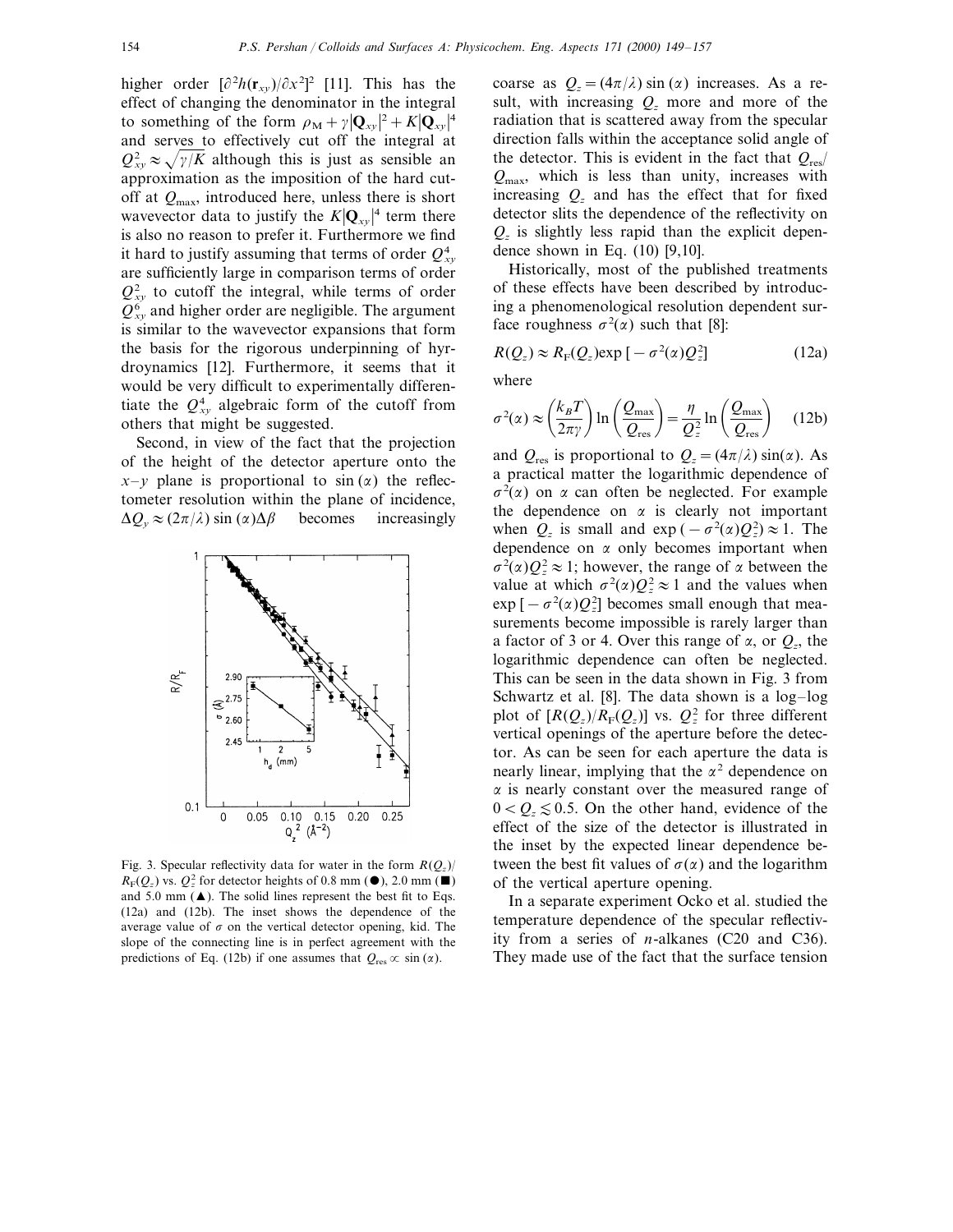higher order $[\partial^2 h(\mathbf{r}_{xy})/\partial x^2]^2$ [11]. This has the effect of changing the denominator in the integral to something of the form $\rho_M + \gamma|\mathbf{Q}_{xy}|^2 + K|\mathbf{Q}_{xy}|^4$ and serves to effectively cut off the integral at $Q_{xy}^2 \approx \sqrt{\gamma/K}$ although this is just as sensible an approximation as the imposition of the hard cutoff at $Q_{max}$, introduced here, unless there is short wavevector data to justify the $K|\mathbf{Q}_{xy}|^4$ term there is also no reason to prefer it. Furthermore we find it hard to justify assuming that terms of order $Q_{xy}^4$ are sufficiently large in comparison terms of order $Q_{xy}^2$ to cutoff the integral, while terms of order $Q_{xy}^6$ and higher order are negligible. The argument is similar to the wavevector expansions that form the basis for the rigorous underpinning of hyrdroynamics [12]. Furthermore, it seems that it would be very difficult to experimentally differentiate the $Q_{xy}^4$ algebraic form of the cutoff from others that might be suggested.

Second, in view of the fact that the projection of the height of the detector aperture onto the $x$–$y$ plane is proportional to $\sin(\alpha)$ the reflectometer resolution within the plane of incidence, $\Delta Q_y \approx (2\pi/\lambda)\sin(\alpha)\Delta\beta$ becomes increasingly coarse as $Q_z = (4\pi/\lambda)\sin(\alpha)$ increases. As a result, with increasing $Q_z$ more and more of the radiation that is scattered away from the specular direction falls within the acceptance solid angle of the detector. This is evident in the fact that $Q_{res}/Q_{max}$, which is less than unity, increases with increasing $Q_z$ and has the effect that for fixed detector slits the dependence of the reflectivity on $Q_z$ is slightly less rapid than the explicit dependence shown in Eq. (10) [9,10].

Historically, most of the published treatments of these effects have been described by introducing a phenomenological resolution dependent surface roughness $\sigma^2(\alpha)$ such that [8]:

$$R(Q_z) \approx R_F(Q_z)\exp[-\sigma^2(\alpha)Q_z^2] \tag{12a}$$

where

$$\sigma^2(\alpha) \approx \left(\frac{k_B T}{2\pi\gamma}\right)\ln\left(\frac{Q_{max}}{Q_{res}}\right) = \frac{\eta}{Q_z^2}\ln\left(\frac{Q_{max}}{Q_{res}}\right) \tag{12b}$$

and $Q_{res}$ is proportional to $Q_z = (4\pi/\lambda)\sin(\alpha)$. As a practical matter the logarithmic dependence of $\sigma^2(\alpha)$ on $\alpha$ can often be neglected. For example the dependence on $\alpha$ is clearly not important when $Q_z$ is small and $\exp(-\sigma^2(\alpha)Q_z^2) \approx 1$. The dependence on $\alpha$ only becomes important when $\sigma^2(\alpha)Q_z^2 \approx 1$; however, the range of $\alpha$ between the value at which $\sigma^2(\alpha)Q_z^2 \approx 1$ and the values when $\exp[-\sigma^2(\alpha)Q_z^2]$ becomes small enough that measurements become impossible is rarely larger than a factor of 3 or 4. Over this range of $\alpha$, or $Q_z$, the logarithmic dependence can often be neglected. This can be seen in the data shown in Fig. 3 from Schwartz et al. [8]. The data shown is a log–log plot of $[R(Q_z)/R_F(Q_z)]$ vs. $Q_z^2$ for three different vertical openings of the aperture before the detector. As can be seen for each aperture the data is nearly linear, implying that the $\alpha^2$ dependence on $\alpha$ is nearly constant over the measured range of $0 < Q_z \lesssim 0.5$. On the other hand, evidence of the effect of the size of the detector is illustrated in the inset by the expected linear dependence between the best fit values of $\sigma(\alpha)$ and the logarithm of the vertical aperture opening.

Fig. 3. Specular reflectivity data for water in the form $R(Q_z)/R_F(Q_z)$ vs. $Q_z^2$ for detector heights of 0.8 mm (●), 2.0 mm (■) and 5.0 mm (▲). The solid lines represent the best fit to Eqs. (12a) and (12b). The inset shows the dependence of the average value of $\sigma$ on the vertical detector opening, kid. The slope of the connecting line is in perfect agreement with the predictions of Eq. (12b) if one assumes that $Q_{res} \propto \sin(\alpha)$.

In a separate experiment Ocko et al. studied the temperature dependence of the specular reflectivity from a series of $n$-alkanes (C20 and C36). They made use of the fact that the surface tension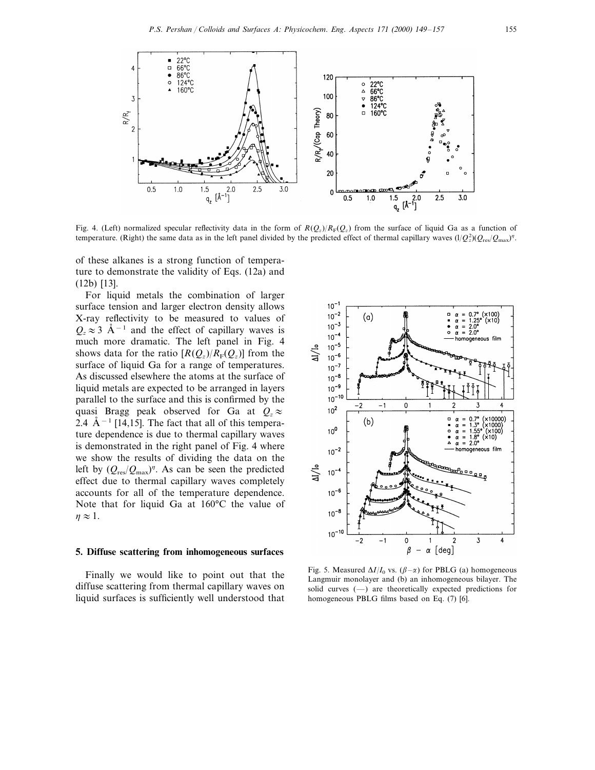Fig. 4. (Left) normalized specular reflectivity data in the form of $R(Q_z)/R_F(Q_z)$ from the surface of liquid Ga as a function of temperature. (Right) the same data as in the left panel divided by the predicted effect of thermal capillary waves $(l/Q_z^2)(Q_{res}/Q_{max})^{\eta}$.

of these alkanes is a strong function of temperature to demonstrate the validity of Eqs. (12a) and (12b) [13].

For liquid metals the combination of larger surface tension and larger electron density allows X-ray reflectivity to be measured to values of $Q_z \approx 3$ Å$^{-1}$ and the effect of capillary waves is much more dramatic. The left panel in Fig. 4 shows data for the ratio $[R(Q_z)/R_F(Q_z)]$ from the surface of liquid Ga for a range of temperatures. As discussed elsewhere the atoms at the surface of liquid metals are expected to be arranged in layers parallel to the surface and this is confirmed by the quasi Bragg peak observed for Ga at $Q_z \approx 2.4$ Å$^{-1}$ [14,15]. The fact that all of this temperature dependence is due to thermal capillary waves is demonstrated in the right panel of Fig. 4 where we show the results of dividing the data on the left by $(Q_{res}/Q_{max})^{\eta}$. As can be seen the predicted effect due to thermal capillary waves completely accounts for all of the temperature dependence. Note that for liquid Ga at 160°C the value of $\eta \approx 1$.

## 5. Diffuse scattering from inhomogeneous surfaces

Finally we would like to point out that the diffuse scattering from thermal capillary waves on liquid surfaces is sufficiently well understood that

Fig. 5. Measured $\Delta I/I_0$ vs. $(\beta - \alpha)$ for PBLG (a) homogeneous Langmuir monolayer and (b) an inhomogeneous bilayer. The solid curves (—) are theoretically expected predictions for homogeneous PBLG films based on Eq. (7) [6].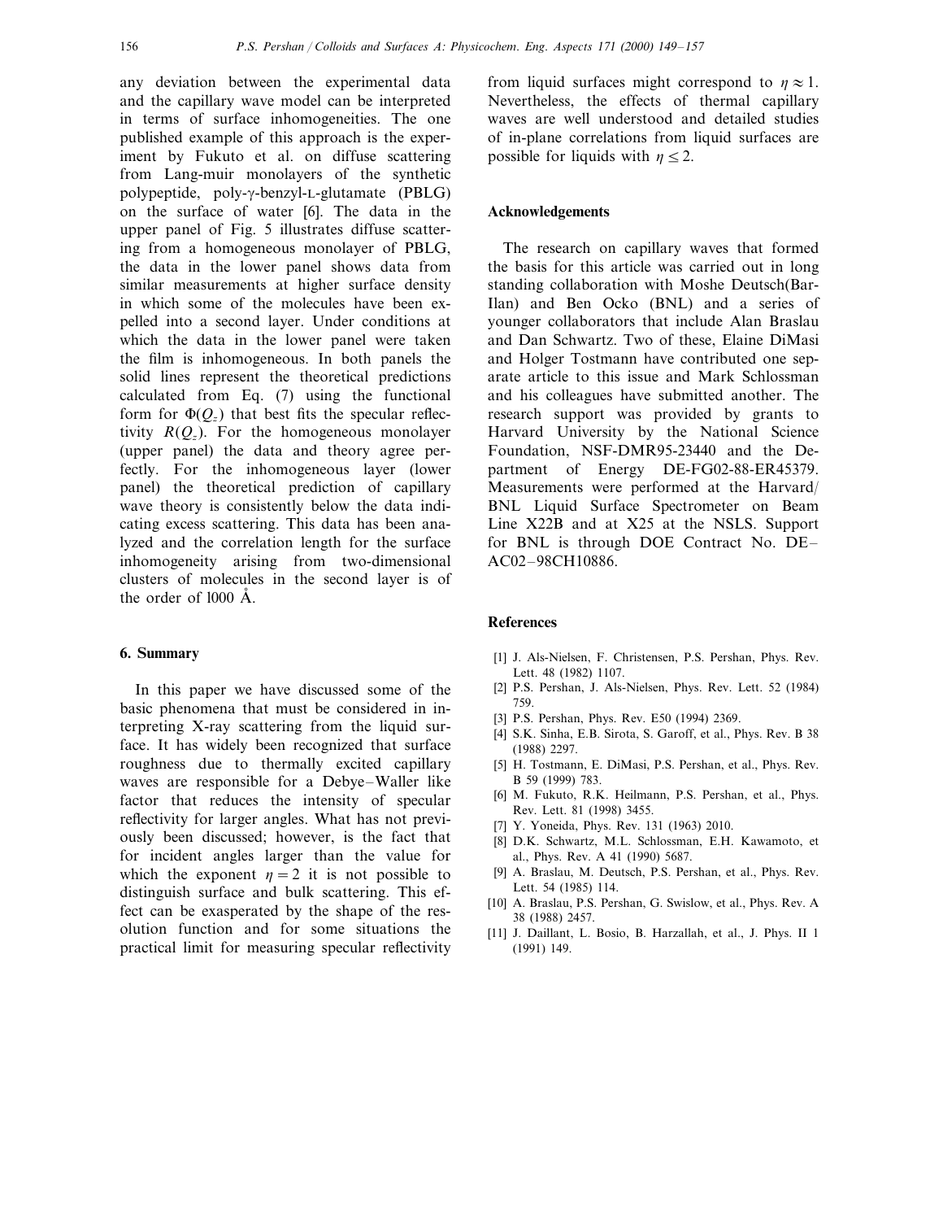any deviation between the experimental data and the capillary wave model can be interpreted in terms of surface inhomogeneities. The one published example of this approach is the experiment by Fukuto et al. on diffuse scattering from Lang-muir monolayers of the synthetic polypeptide, poly-γ-benzyl-L-glutamate (PBLG) on the surface of water [6]. The data in the upper panel of Fig. 5 illustrates diffuse scattering from a homogeneous monolayer of PBLG, the data in the lower panel shows data from similar measurements at higher surface density in which some of the molecules have been expelled into a second layer. Under conditions at which the data in the lower panel were taken the film is inhomogeneous. In both panels the solid lines represent the theoretical predictions calculated from Eq. (7) using the functional form for $\Phi(Q_z)$ that best fits the specular reflectivity $R(Q_z)$. For the homogeneous monolayer (upper panel) the data and theory agree perfectly. For the inhomogeneous layer (lower panel) the theoretical prediction of capillary wave theory is consistently below the data indicating excess scattering. This data has been analyzed and the correlation length for the surface inhomogeneity arising from two-dimensional clusters of molecules in the second layer is of the order of 1000 Å.

## 6. Summary

In this paper we have discussed some of the basic phenomena that must be considered in interpreting X-ray scattering from the liquid surface. It has widely been recognized that surface roughness due to thermally excited capillary waves are responsible for a Debye–Waller like factor that reduces the intensity of specular reflectivity for larger angles. What has not previously been discussed; however, is the fact that for incident angles larger than the value for which the exponent $\eta = 2$ it is not possible to distinguish surface and bulk scattering. This effect can be exasperated by the shape of the resolution function and for some situations the practical limit for measuring specular reflectivity from liquid surfaces might correspond to $\eta \approx 1$. Nevertheless, the effects of thermal capillary waves are well understood and detailed studies of in-plane correlations from liquid surfaces are possible for liquids with $\eta \leq 2$.

## Acknowledgements

The research on capillary waves that formed the basis for this article was carried out in long standing collaboration with Moshe Deutsch(Bar-Ilan) and Ben Ocko (BNL) and a series of younger collaborators that include Alan Braslau and Dan Schwartz. Two of these, Elaine DiMasi and Holger Tostmann have contributed one separate article to this issue and Mark Schlossman and his colleagues have submitted another. The research support was provided by grants to Harvard University by the National Science Foundation, NSF-DMR95-23440 and the Department of Energy DE-FG02-88-ER45379. Measurements were performed at the Harvard/BNL Liquid Surface Spectrometer on Beam Line X22B and at X25 at the NSLS. Support for BNL is through DOE Contract No. DE–AC02–98CH10886.

## References

[1] J. Als-Nielsen, F. Christensen, P.S. Pershan, Phys. Rev. Lett. 48 (1982) 1107.

[2] P.S. Pershan, J. Als-Nielsen, Phys. Rev. Lett. 52 (1984) 759.

[3] P.S. Pershan, Phys. Rev. E50 (1994) 2369.

[4] S.K. Sinha, E.B. Sirota, S. Garoff, et al., Phys. Rev. B 38 (1988) 2297.

[5] H. Tostmann, E. DiMasi, P.S. Pershan, et al., Phys. Rev. B 59 (1999) 783.

[6] M. Fukuto, R.K. Heilmann, P.S. Pershan, et al., Phys. Rev. Lett. 81 (1998) 3455.

[7] Y. Yoneida, Phys. Rev. 131 (1963) 2010.

[8] D.K. Schwartz, M.L. Schlossman, E.H. Kawamoto, et al., Phys. Rev. A 41 (1990) 5687.

[9] A. Braslau, M. Deutsch, P.S. Pershan, et al., Phys. Rev. Lett. 54 (1985) 114.

[10] A. Braslau, P.S. Pershan, G. Swislow, et al., Phys. Rev. A 38 (1988) 2457.

[11] J. Daillant, L. Bosio, B. Harzallah, et al., J. Phys. II 1 (1991) 149.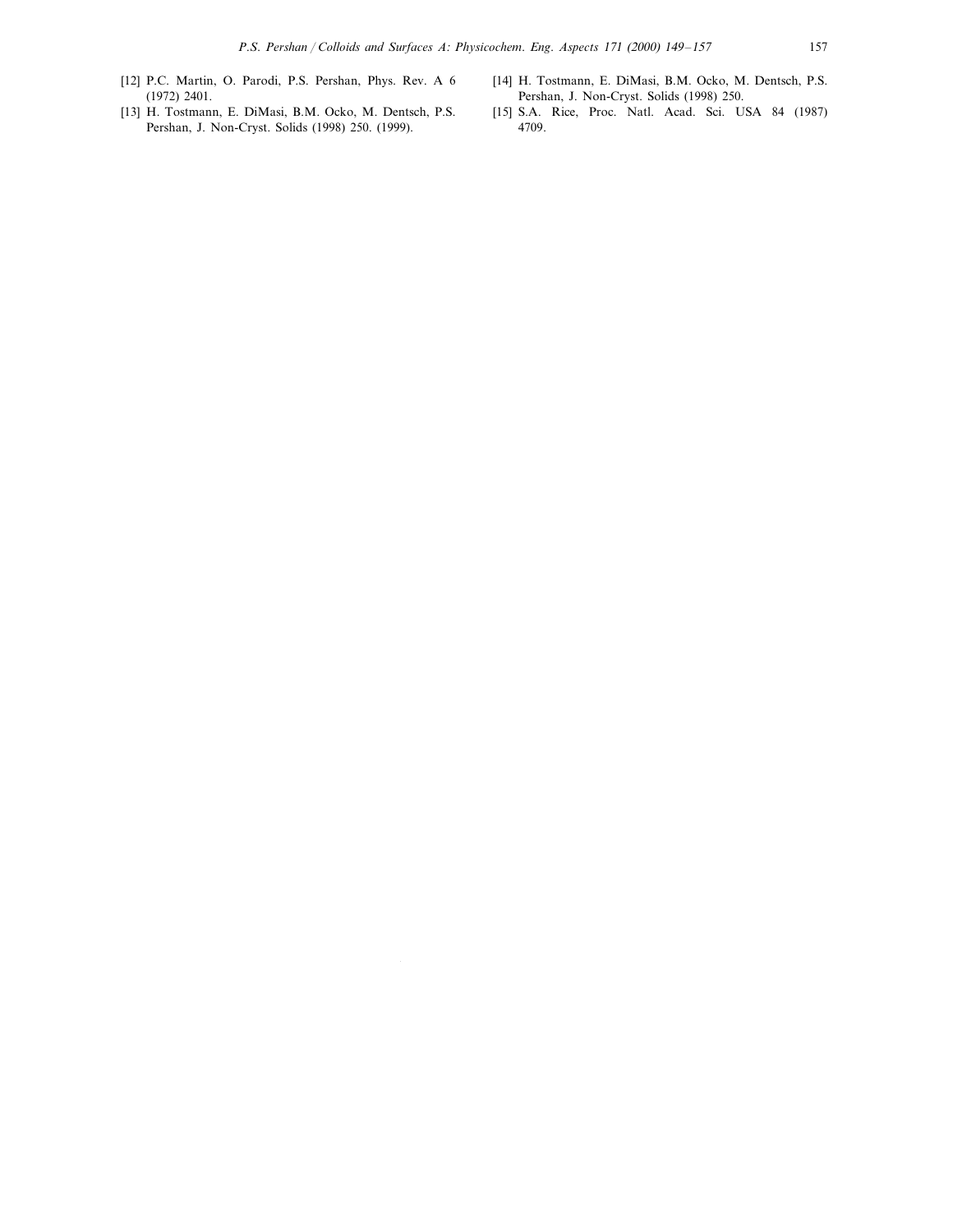[12] P.C. Martin, O. Parodi, P.S. Pershan, Phys. Rev. A 6 (1972) 2401.

[13] H. Tostmann, E. DiMasi, B.M. Ocko, M. Dentsch, P.S. Pershan, J. Non-Cryst. Solids (1998) 250. (1999).

[14] H. Tostmann, E. DiMasi, B.M. Ocko, M. Dentsch, P.S. Pershan, J. Non-Cryst. Solids (1998) 250.

[15] S.A. Rice, Proc. Natl. Acad. Sci. USA 84 (1987) 4709.